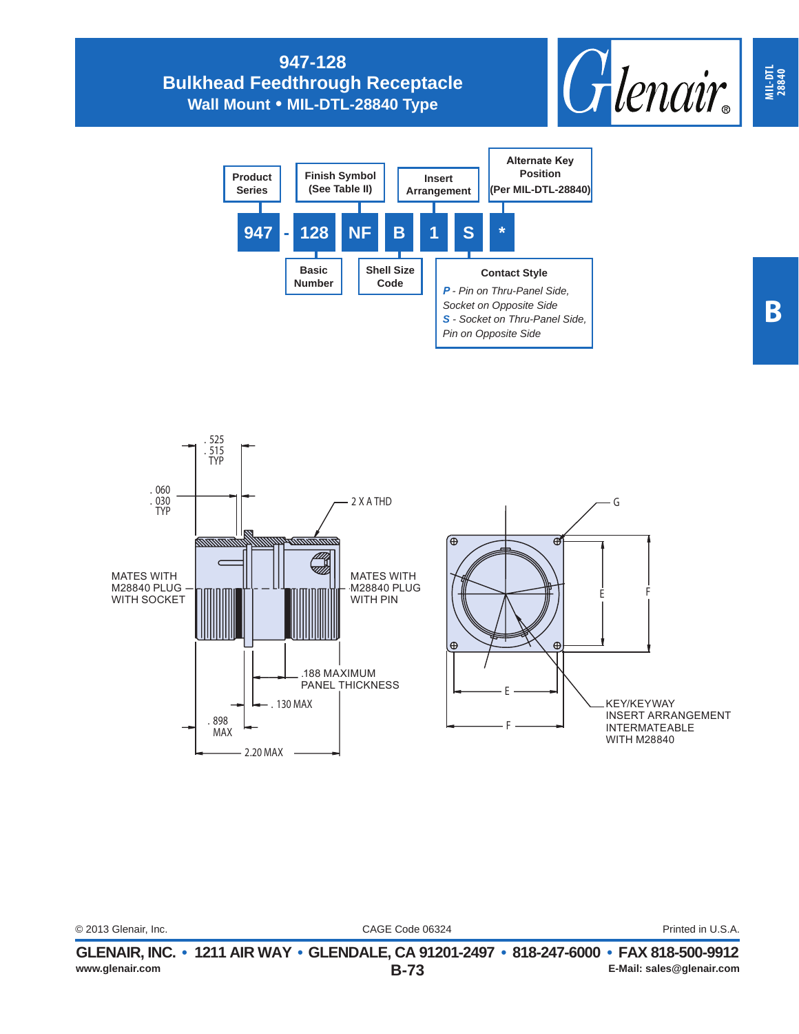# 947-128
## Bulkhead Feedthrough Receptacle
### Wall Mount • MIL-DTL-28840 Type

MIL-DTL 28840

B

**Product Series** — 947

**Basic Number** — 128

**Finish Symbol (See Table II)** — NF

**Shell Size Code** — B

**Insert Arrangement** — 1

**Contact Style** — S

**Alternate Key Position (Per MIL-DTL-28840)** — *

947 - 128 NF B 1 S *

**Contact Style**

*P - Pin on Thru-Panel Side, Socket on Opposite Side*

*S - Socket on Thru-Panel Side, Pin on Opposite Side*

.525
.515
TYP

.060
.030
TYP

2 X A THD

MATES WITH M28840 PLUG WITH SOCKET

MATES WITH M28840 PLUG WITH PIN

.188 MAXIMUM PANEL THICKNESS

.130 MAX

.898 MAX

2.20 MAX

G

E

F

KEY/KEYWAY INSERT ARRANGEMENT INTERMATEABLE WITH M28840

© 2013 Glenair, Inc. CAGE Code 06324 Printed in U.S.A.

**GLENAIR, INC. • 1211 AIR WAY • GLENDALE, CA 91201-2497 • 818-247-6000 • FAX 818-500-9912**

**www.glenair.com** **B-73** **E-Mail: sales@glenair.com**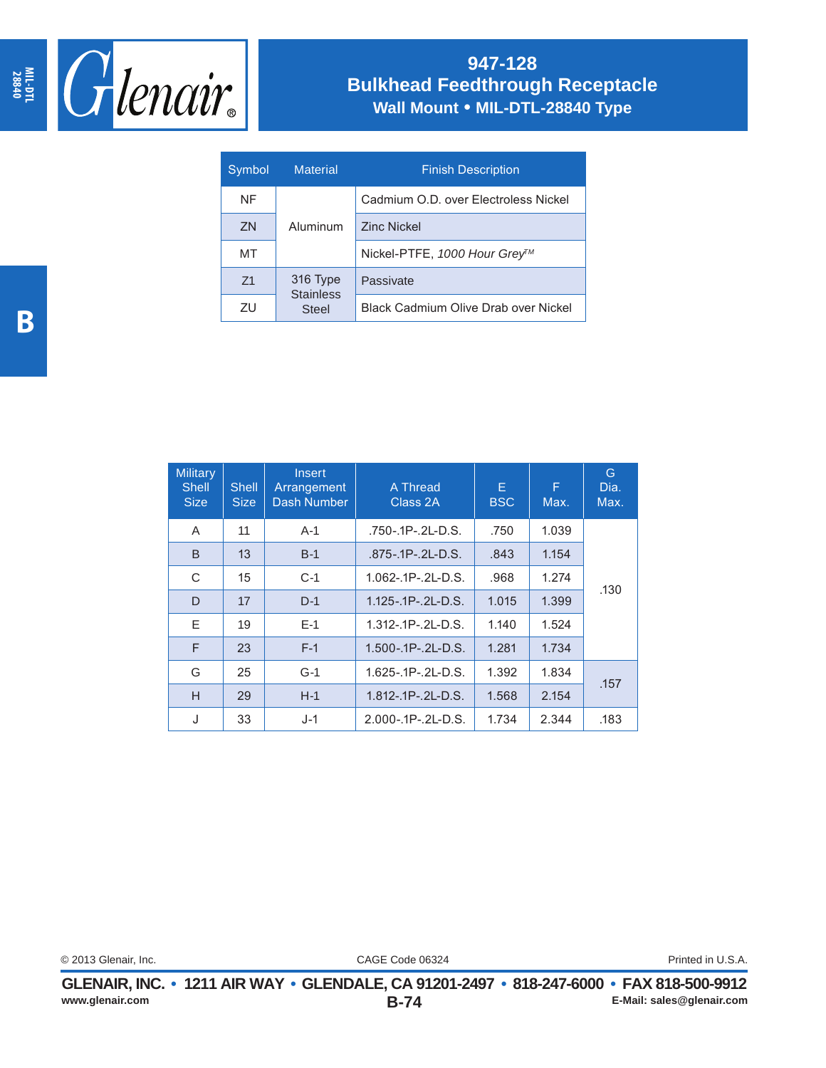# 947-128
## Bulkhead Feedthrough Receptacle
### Wall Mount • MIL-DTL-28840 Type

| Symbol | Material | Finish Description |
|---|---|---|
| NF | Aluminum | Cadmium O.D. over Electroless Nickel |
| ZN | Aluminum | Zinc Nickel |
| MT | Aluminum | Nickel-PTFE, *1000 Hour Grey™* |
| Z1 | 316 Type Stainless Steel | Passivate |
| ZU | 316 Type Stainless Steel | Black Cadmium Olive Drab over Nickel |

| Military Shell Size | Shell Size | Insert Arrangement Dash Number | A Thread Class 2A | E BSC | F Max. | G Dia. Max. |
|---|---|---|---|---|---|---|
| A | 11 | A-1 | .750-.1P-.2L-D.S. | .750 | 1.039 | .130 |
| B | 13 | B-1 | .875-.1P-.2L-D.S. | .843 | 1.154 | .130 |
| C | 15 | C-1 | 1.062-.1P-.2L-D.S. | .968 | 1.274 | .130 |
| D | 17 | D-1 | 1.125-.1P-.2L-D.S. | 1.015 | 1.399 | .130 |
| E | 19 | E-1 | 1.312-.1P-.2L-D.S. | 1.140 | 1.524 | .130 |
| F | 23 | F-1 | 1.500-.1P-.2L-D.S. | 1.281 | 1.734 | .130 |
| G | 25 | G-1 | 1.625-.1P-.2L-D.S. | 1.392 | 1.834 | .157 |
| H | 29 | H-1 | 1.812-.1P-.2L-D.S. | 1.568 | 2.154 | .157 |
| J | 33 | J-1 | 2.000-.1P-.2L-D.S. | 1.734 | 2.344 | .183 |

© 2013 Glenair, Inc. CAGE Code 06324 Printed in U.S.A.

**GLENAIR, INC. • 1211 AIR WAY • GLENDALE, CA 91201-2497 • 818-247-6000 • FAX 818-500-9912**

**www.glenair.com** **E-Mail: sales@glenair.com**